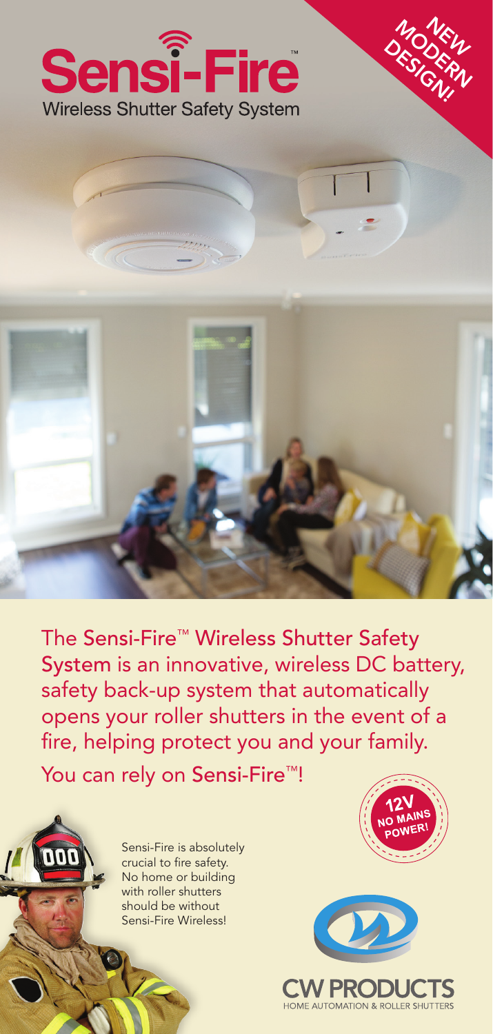# Sensi-Fire™

Wireless Shutter Safety System

NEW MODERN DESIGN!

The Sensi-Fire™ Wireless Shutter Safety System is an innovative, wireless DC battery, safety back-up system that automatically opens your roller shutters in the event of a fire, helping protect you and your family.

You can rely on Sensi-Fire™!

Sensi-Fire is absolutely crucial to fire safety. No home or building with roller shutters should be without Sensi-Fire Wireless!

12V NO MAINS POWER!

CW PRODUCTS

HOME AUTOMATION & ROLLER SHUTTERS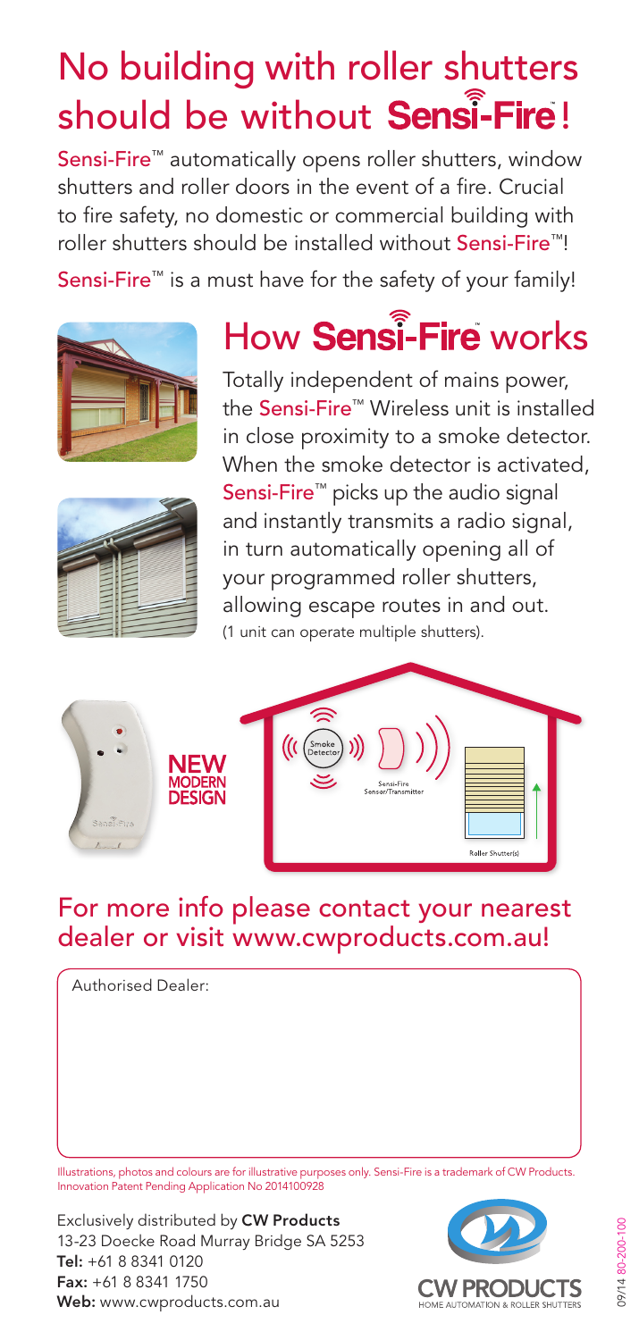# No building with roller shutters should be without Sensi-Fire!

Sensi-Fire™ automatically opens roller shutters, window shutters and roller doors in the event of a fire. Crucial to fire safety, no domestic or commercial building with roller shutters should be installed without Sensi-Fire™!

Sensi-Fire™ is a must have for the safety of your family!

## How Sensi-Fire works

Totally independent of mains power, the Sensi-Fire™ Wireless unit is installed in close proximity to a smoke detector. When the smoke detector is activated, Sensi-Fire™ picks up the audio signal and instantly transmits a radio signal, in turn automatically opening all of your programmed roller shutters, allowing escape routes in and out. (1 unit can operate multiple shutters).

NEW MODERN DESIGN

Smoke Detector

Sensi-Fire Sensor/Transmitter

Roller Shutter(s)

## For more info please contact your nearest dealer or visit www.cwproducts.com.au!

Authorised Dealer:

Illustrations, photos and colours are for illustrative purposes only. Sensi-Fire is a trademark of CW Products. Innovation Patent Pending Application No 2014100928

Exclusively distributed by **CW Products**
13-23 Doecke Road Murray Bridge SA 5253
**Tel:** +61 8 8341 0120
**Fax:** +61 8 8341 1750
**Web:** www.cwproducts.com.au

CW PRODUCTS
HOME AUTOMATION & ROLLER SHUTTERS

09/14 80-200-100